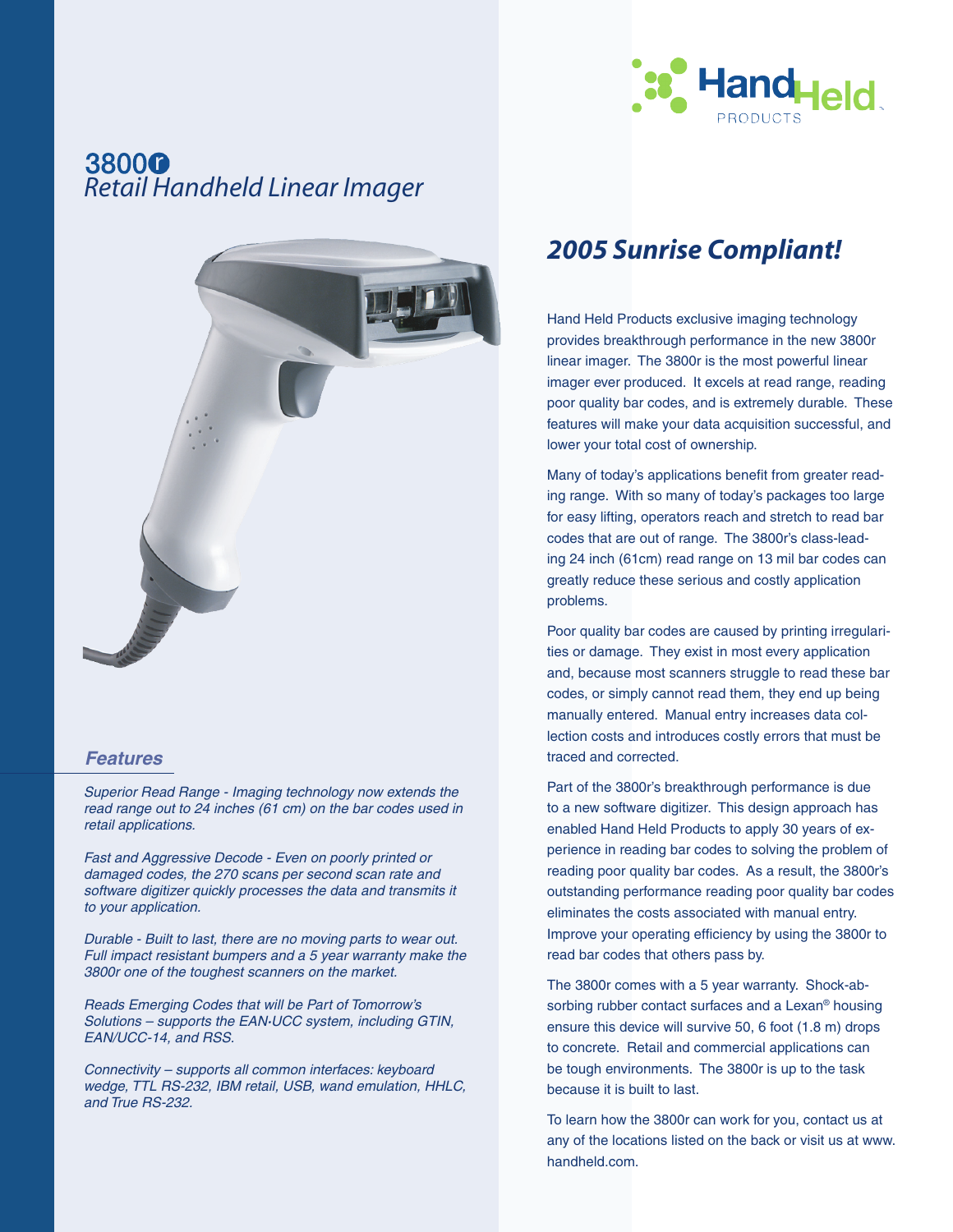# 3800r
## *Retail Handheld Linear Imager*

Hand Held PRODUCTS

### *Features*

*Superior Read Range - Imaging technology now extends the read range out to 24 inches (61 cm) on the bar codes used in retail applications.*

*Fast and Aggressive Decode - Even on poorly printed or damaged codes, the 270 scans per second scan rate and software digitizer quickly processes the data and transmits it to your application.*

*Durable - Built to last, there are no moving parts to wear out. Full impact resistant bumpers and a 5 year warranty make the 3800r one of the toughest scanners on the market.*

*Reads Emerging Codes that will be Part of Tomorrow's Solutions – supports the EAN·UCC system, including GTIN, EAN/UCC-14, and RSS.*

*Connectivity – supports all common interfaces: keyboard wedge, TTL RS-232, IBM retail, USB, wand emulation, HHLC, and True RS-232.*

## *2005 Sunrise Compliant!*

Hand Held Products exclusive imaging technology provides breakthrough performance in the new 3800r linear imager. The 3800r is the most powerful linear imager ever produced. It excels at read range, reading poor quality bar codes, and is extremely durable. These features will make your data acquisition successful, and lower your total cost of ownership.

Many of today's applications benefit from greater reading range. With so many of today's packages too large for easy lifting, operators reach and stretch to read bar codes that are out of range. The 3800r's class-leading 24 inch (61cm) read range on 13 mil bar codes can greatly reduce these serious and costly application problems.

Poor quality bar codes are caused by printing irregularities or damage. They exist in most every application and, because most scanners struggle to read these bar codes, or simply cannot read them, they end up being manually entered. Manual entry increases data collection costs and introduces costly errors that must be traced and corrected.

Part of the 3800r's breakthrough performance is due to a new software digitizer. This design approach has enabled Hand Held Products to apply 30 years of experience in reading bar codes to solving the problem of reading poor quality bar codes. As a result, the 3800r's outstanding performance reading poor quality bar codes eliminates the costs associated with manual entry. Improve your operating efficiency by using the 3800r to read bar codes that others pass by.

The 3800r comes with a 5 year warranty. Shock-absorbing rubber contact surfaces and a Lexan® housing ensure this device will survive 50, 6 foot (1.8 m) drops to concrete. Retail and commercial applications can be tough environments. The 3800r is up to the task because it is built to last.

To learn how the 3800r can work for you, contact us at any of the locations listed on the back or visit us at www.handheld.com.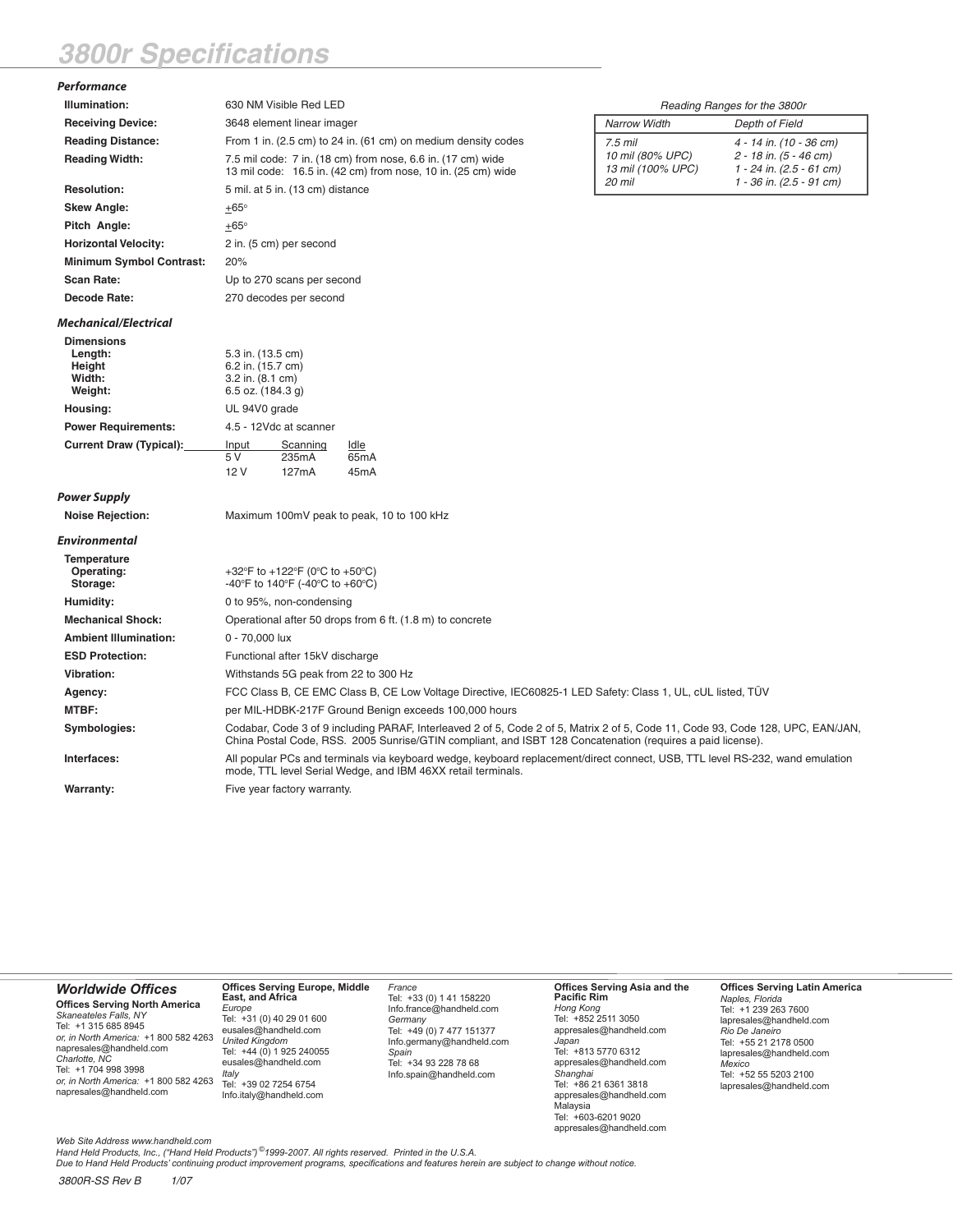# 3800r Specifications

### Performance

| | |
|---|---|
| **Illumination:** | 630 NM Visible Red LED |
| **Receiving Device:** | 3648 element linear imager |
| **Reading Distance:** | From 1 in. (2.5 cm) to 24 in. (61 cm) on medium density codes |
| **Reading Width:** | 7.5 mil code: 7 in. (18 cm) from nose, 6.6 in. (17 cm) wide<br>13 mil code: 16.5 in. (42 cm) from nose, 10 in. (25 cm) wide |
| **Resolution:** | 5 mil. at 5 in. (13 cm) distance |
| **Skew Angle:** | ±65° |
| **Pitch Angle:** | ±65° |
| **Horizontal Velocity:** | 2 in. (5 cm) per second |
| **Minimum Symbol Contrast:** | 20% |
| **Scan Rate:** | Up to 270 scans per second |
| **Decode Rate:** | 270 decodes per second |

*Reading Ranges for the 3800r*

| *Narrow Width* | *Depth of Field* |
|---|---|
| *7.5 mil* | *4 - 14 in. (10 - 36 cm)* |
| *10 mil (80% UPC)* | *2 - 18 in. (5 - 46 cm)* |
| *13 mil (100% UPC)* | *1 - 24 in. (2.5 - 61 cm)* |
| *20 mil* | *1 - 36 in. (2.5 - 91 cm)* |

### Mechanical/Electrical

**Dimensions**

| | |
|---|---|
| **Length:** | 5.3 in. (13.5 cm) |
| **Height** | 6.2 in. (15.7 cm) |
| **Width:** | 3.2 in. (8.1 cm) |
| **Weight:** | 6.5 oz. (184.3 g) |
| **Housing:** | UL 94V0 grade |
| **Power Requirements:** | 4.5 - 12Vdc at scanner |

**Current Draw (Typical):**

| Input | Scanning | Idle |
|---|---|---|
| 5 V | 235mA | 65mA |
| 12 V | 127mA | 45mA |

### Power Supply

| | |
|---|---|
| **Noise Rejection:** | Maximum 100mV peak to peak, 10 to 100 kHz |

### Environmental

**Temperature**

| | |
|---|---|
| **Operating:** | +32°F to +122°F (0°C to +50°C) |
| **Storage:** | -40°F to 140°F (-40°C to +60°C) |
| **Humidity:** | 0 to 95%, non-condensing |
| **Mechanical Shock:** | Operational after 50 drops from 6 ft. (1.8 m) to concrete |
| **Ambient Illumination:** | 0 - 70,000 lux |
| **ESD Protection:** | Functional after 15kV discharge |
| **Vibration:** | Withstands 5G peak from 22 to 300 Hz |
| **Agency:** | FCC Class B, CE EMC Class B, CE Low Voltage Directive, IEC60825-1 LED Safety: Class 1, UL, cUL listed, TÜV |
| **MTBF:** | per MIL-HDBK-217F Ground Benign exceeds 100,000 hours |
| **Symbologies:** | Codabar, Code 3 of 9 including PARAF, Interleaved 2 of 5, Code 2 of 5, Matrix 2 of 5, Code 11, Code 93, Code 128, UPC, EAN/JAN, China Postal Code, RSS. 2005 Sunrise/GTIN compliant, and ISBT 128 Concatenation (requires a paid license). |
| **Interfaces:** | All popular PCs and terminals via keyboard wedge, keyboard replacement/direct connect, USB, TTL level RS-232, wand emulation mode, TTL level Serial Wedge, and IBM 46XX retail terminals. |
| **Warranty:** | Five year factory warranty. |

## Worldwide Offices

**Offices Serving North America**
*Skaneateles Falls, NY*
Tel: +1 315 685 8945
*or, in North America:* +1 800 582 4263
napresales@handheld.com
*Charlotte, NC*
Tel: +1 704 998 3998
*or, in North America:* +1 800 582 4263
napresales@handheld.com

**Offices Serving Europe, Middle East, and Africa**
*Europe*
Tel: +31 (0) 40 29 01 600
eusales@handheld.com
*United Kingdom*
Tel: +44 (0) 1 925 240055
eusales@handheld.com
*Italy*
Tel: +39 02 7254 6754
Info.italy@handheld.com
*France*
Tel: +33 (0) 1 41 158220
Info.france@handheld.com
*Germany*
Tel: +49 (0) 7 477 151377
Info.germany@handheld.com
*Spain*
Tel: +34 93 228 78 68
Info.spain@handheld.com

**Offices Serving Asia and the Pacific Rim**
*Hong Kong*
Tel: +852 2511 3050
apresales@handheld.com
*Japan*
Tel: +813 5770 6312
apresales@handheld.com
*Shanghai*
Tel: +86 21 6361 3818
apresales@handheld.com
Malaysia
Tel: +603-6201 9020
apresales@handheld.com

**Offices Serving Latin America**
*Naples, Florida*
Tel: +1 239 263 7600
lapresales@handheld.com
*Rio De Janeiro*
Tel: +55 21 2178 0500
lapresales@handheld.com
*Mexico*
Tel: +52 55 5203 2100
lapresales@handheld.com

*Web Site Address www.handheld.com*
*Hand Held Products, Inc., ("Hand Held Products") ©1999-2007. All rights reserved. Printed in the U.S.A.*
*Due to Hand Held Products' continuing product improvement programs, specifications and features herein are subject to change without notice.*

*3800R-SS Rev B 1/07*